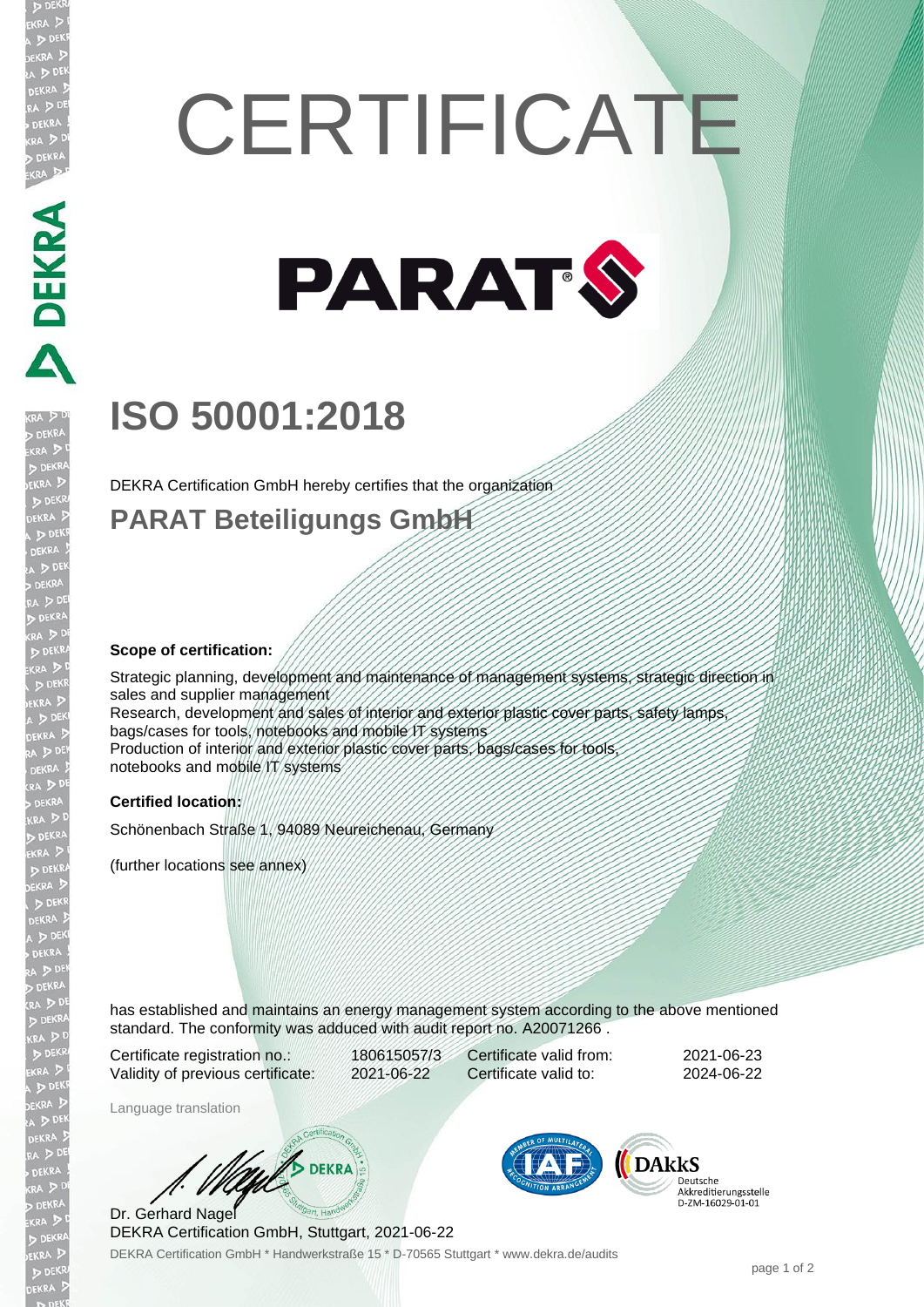# CERTIFICATE

PARAT®

## ISO 50001:2018

DEKRA Certification GmbH hereby certifies that the organization

## PARAT Beteiligungs GmbH

**Scope of certification:**

Strategic planning, development and maintenance of management systems, strategic direction in sales and supplier management
Research, development and sales of interior and exterior plastic cover parts, safety lamps, bags/cases for tools, notebooks and mobile IT systems
Production of interior and exterior plastic cover parts, bags/cases for tools, notebooks and mobile IT systems

**Certified location:**

Schönenbach Straße 1, 94089 Neureichenau, Germany

(further locations see annex)

has established and maintains an energy management system according to the above mentioned standard. The conformity was adduced with audit report no. A20071266 .

| | | | |
|---|---|---|---|
| Certificate registration no.: | 180615057/3 | Certificate valid from: | 2021-06-23 |
| Validity of previous certificate: | 2021-06-22 | Certificate valid to: | 2024-06-22 |

Language translation

Dr. Gerhard Nagel
DEKRA Certification GmbH, Stuttgart, 2021-06-22

DAkkS Deutsche Akkreditierungsstelle D-ZM-16029-01-01

DEKRA Certification GmbH * Handwerkstraße 15 * D-70565 Stuttgart * www.dekra.de/audits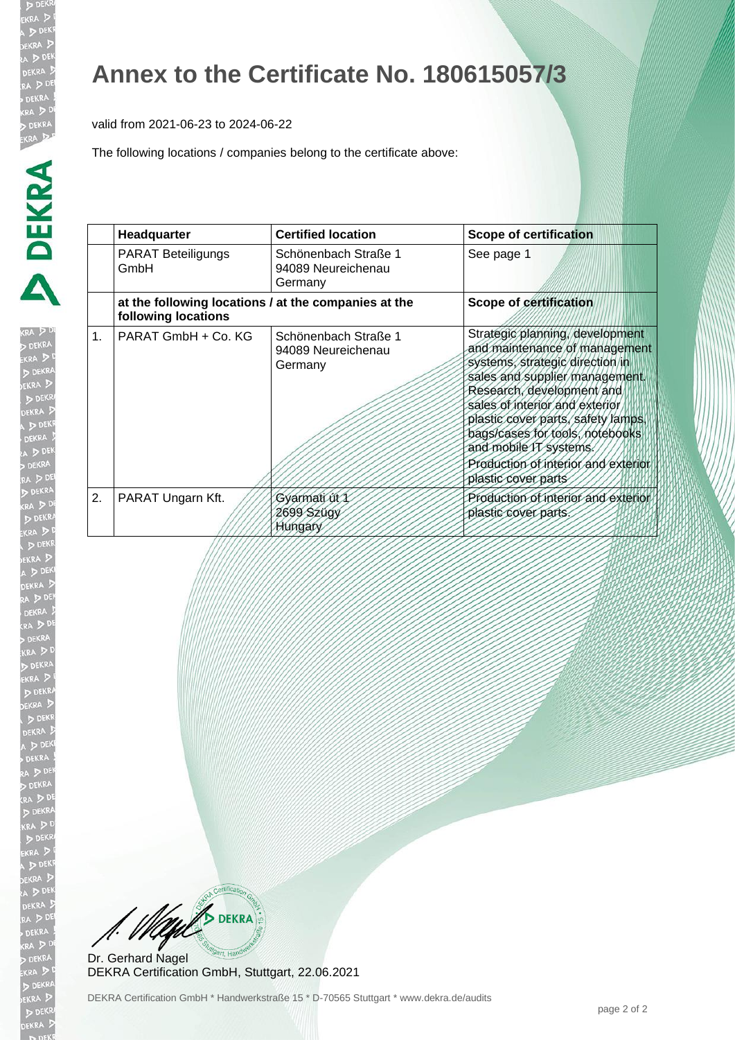# Annex to the Certificate No. 180615057/3

valid from 2021-06-23 to 2024-06-22

The following locations / companies belong to the certificate above:

| | Headquarter | Certified location | Scope of certification |
|---|---|---|---|
| | PARAT Beteiligungs GmbH | Schönenbach Straße 1<br>94089 Neureichenau<br>Germany | See page 1 |
| | **at the following locations / at the companies at the following locations** | | **Scope of certification** |
| 1. | PARAT GmbH + Co. KG | Schönenbach Straße 1<br>94089 Neureichenau<br>Germany | Strategic planning, development and maintenance of management systems, strategic direction in sales and supplier management. Research, development and sales of interior and exterior plastic cover parts, safety lamps, bags/cases for tools, notebooks and mobile IT systems.<br>Production of interior and exterior plastic cover parts |
| 2. | PARAT Ungarn Kft. | Gyarmati út 1<br>2699 Szügy<br>Hungary | Production of interior and exterior plastic cover parts. |

Dr. Gerhard Nagel
DEKRA Certification GmbH, Stuttgart, 22.06.2021

DEKRA Certification GmbH * Handwerkstraße 15 * D-70565 Stuttgart * www.dekra.de/audits